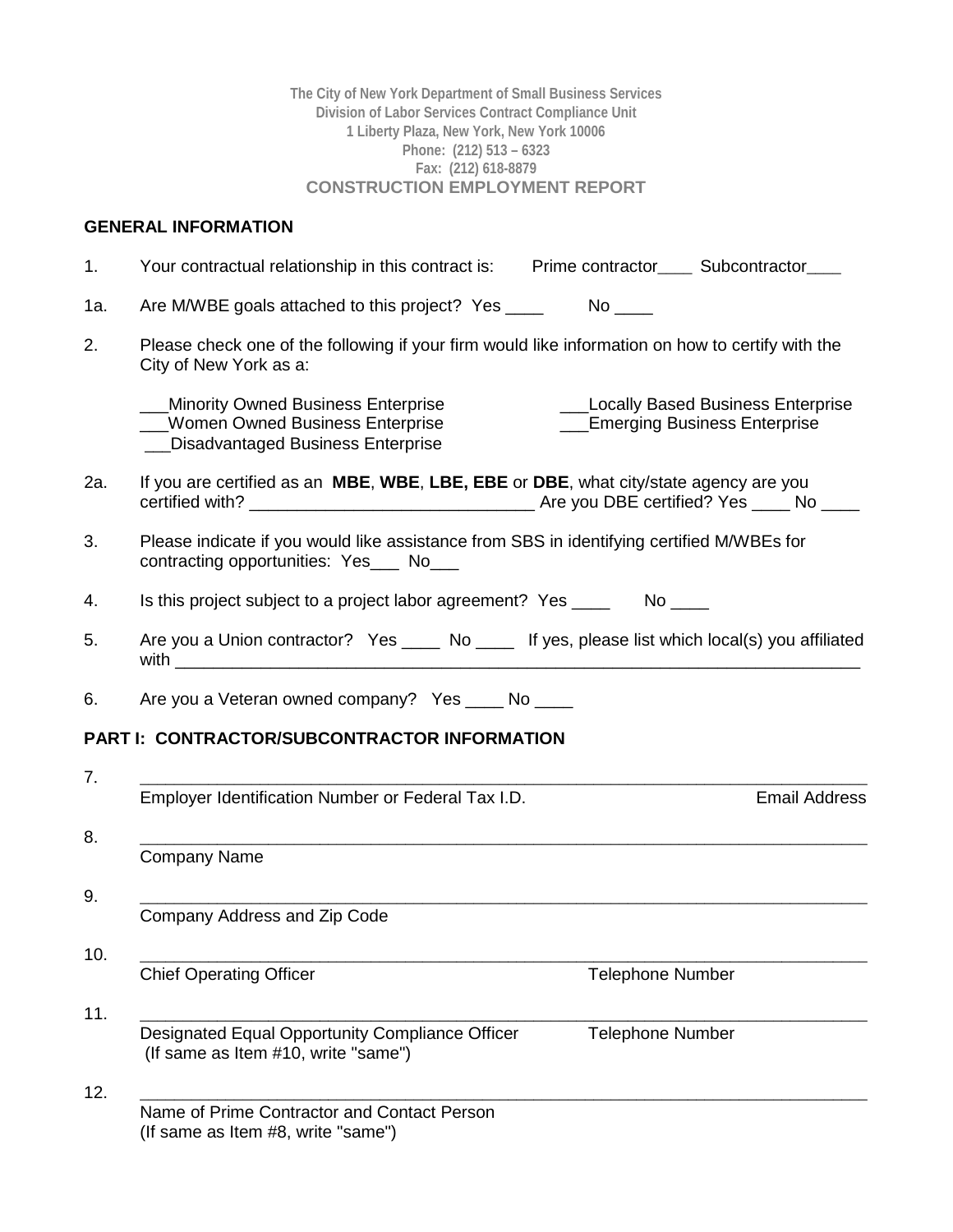The City of New York Department of Small Business Services
Division of Labor Services Contract Compliance Unit
1 Liberty Plaza, New York, New York 10006
Phone: (212) 513 – 6323
Fax: (212) 618-8879

# CONSTRUCTION EMPLOYMENT REPORT

## GENERAL INFORMATION

1. Your contractual relationship in this contract is: Prime contractor____ Subcontractor____

1a. Are M/WBE goals attached to this project? Yes ____ No ____

2. Please check one of the following if your firm would like information on how to certify with the City of New York as a:

   ___Minority Owned Business Enterprise
   ___Women Owned Business Enterprise
   ___Disadvantaged Business Enterprise
   ___Locally Based Business Enterprise
   ___Emerging Business Enterprise

2a. If you are certified as an **MBE**, **WBE**, **LBE, EBE** or **DBE**, what city/state agency are you certified with? _______________________________ Are you DBE certified? Yes ____ No ____

3. Please indicate if you would like assistance from SBS in identifying certified M/WBEs for contracting opportunities: Yes___ No___

4. Is this project subject to a project labor agreement? Yes ____ No ____

5. Are you a Union contractor? Yes ____ No ____ If yes, please list which local(s) you affiliated with ______________________________________________________________________

6. Are you a Veteran owned company? Yes ____ No ____

## PART I: CONTRACTOR/SUBCONTRACTOR INFORMATION

7. ______________________________________________________________________
   Employer Identification Number or Federal Tax I.D. Email Address

8. ______________________________________________________________________
   Company Name

9. ______________________________________________________________________
   Company Address and Zip Code

10. ______________________________________________________________________
    Chief Operating Officer Telephone Number

11. ______________________________________________________________________
    Designated Equal Opportunity Compliance Officer Telephone Number
    (If same as Item #10, write "same")

12. ______________________________________________________________________
    Name of Prime Contractor and Contact Person
    (If same as Item #8, write "same")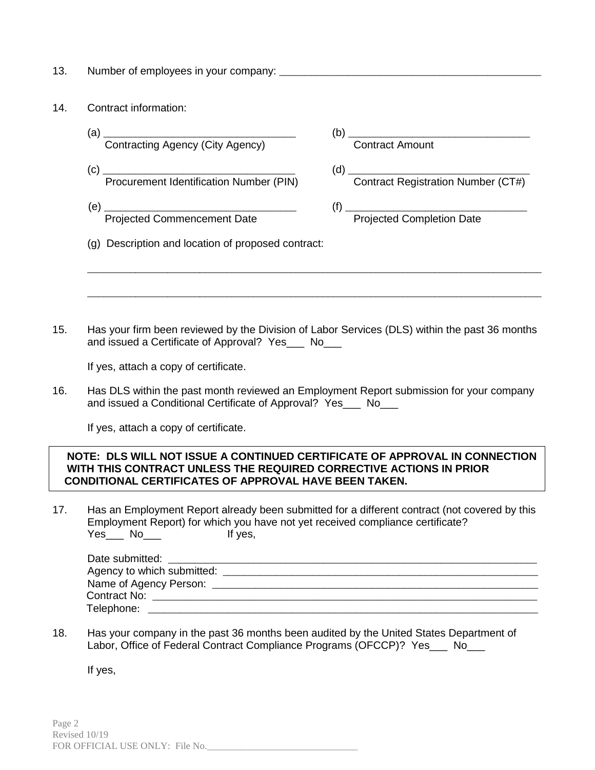13. Number of employees in your company: ______________________________________________

14. Contract information:

    (a) _________________________________ Contracting Agency (City Agency)

    (b) _______________________________ Contract Amount

    (c) _________________________________ Procurement Identification Number (PIN)

    (d) _______________________________ Contract Registration Number (CT#)

    (e) _________________________________ Projected Commencement Date

    (f) _______________________________ Projected Completion Date

    (g) Description and location of proposed contract:

    ___________________________________________________________________________

    ___________________________________________________________________________

15. Has your firm been reviewed by the Division of Labor Services (DLS) within the past 36 months and issued a Certificate of Approval? Yes___ No___

    If yes, attach a copy of certificate.

16. Has DLS within the past month reviewed an Employment Report submission for your company and issued a Conditional Certificate of Approval? Yes___ No___

    If yes, attach a copy of certificate.

**NOTE: DLS WILL NOT ISSUE A CONTINUED CERTIFICATE OF APPROVAL IN CONNECTION WITH THIS CONTRACT UNLESS THE REQUIRED CORRECTIVE ACTIONS IN PRIOR CONDITIONAL CERTIFICATES OF APPROVAL HAVE BEEN TAKEN.**

17. Has an Employment Report already been submitted for a different contract (not covered by this Employment Report) for which you have not yet received compliance certificate? Yes___ No___ If yes,

    Date submitted: ______________________________________________________________

    Agency to which submitted: _____________________________________________________

    Name of Agency Person: _______________________________________________________

    Contract No: _________________________________________________________________

    Telephone: __________________________________________________________________

18. Has your company in the past 36 months been audited by the United States Department of Labor, Office of Federal Contract Compliance Programs (OFCCP)? Yes___ No___

    If yes,

FOR OFFICIAL USE ONLY: File No.______________________________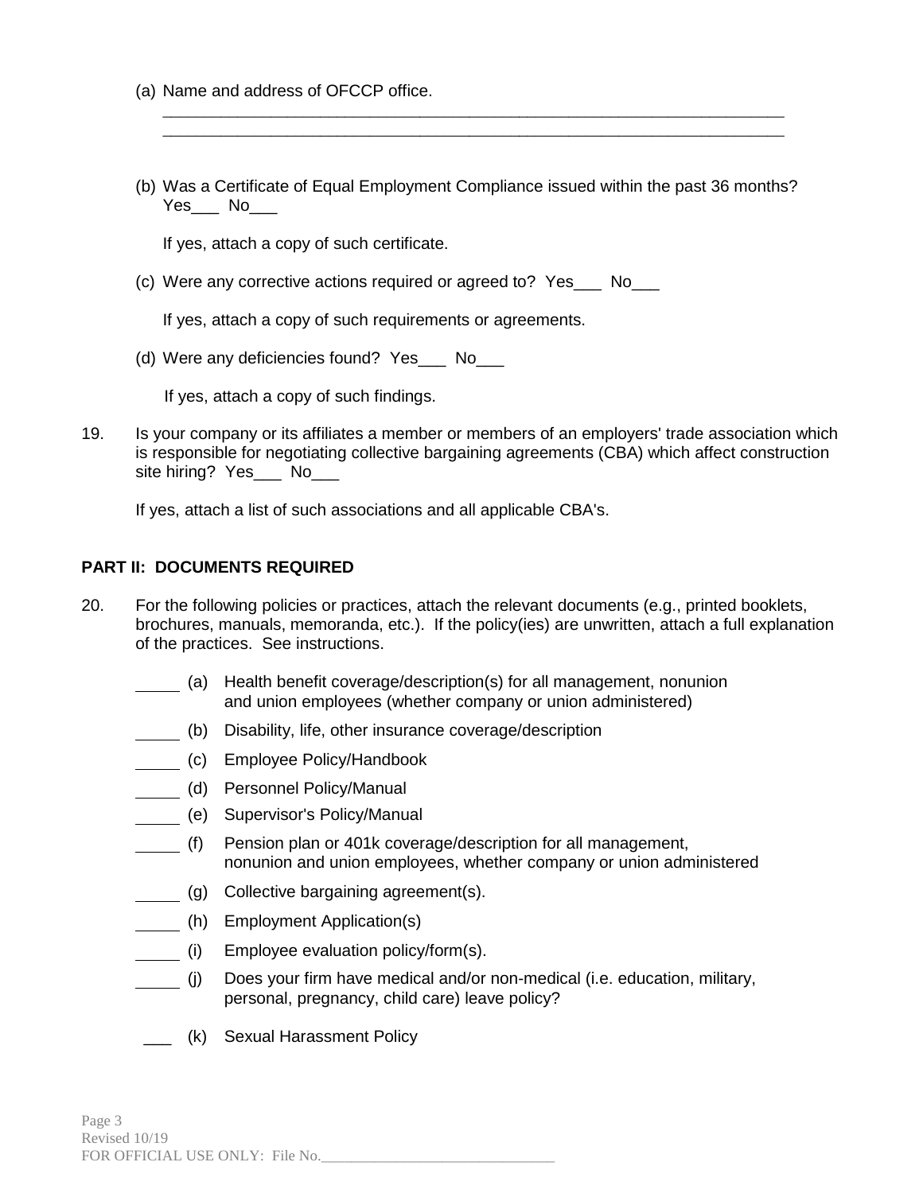(a) Name and address of OFCCP office.

_______________________________________________________________________

_______________________________________________________________________

(b) Was a Certificate of Equal Employment Compliance issued within the past 36 months? Yes___ No___

If yes, attach a copy of such certificate.

(c) Were any corrective actions required or agreed to? Yes___ No___

If yes, attach a copy of such requirements or agreements.

(d) Were any deficiencies found? Yes___ No___

If yes, attach a copy of such findings.

19. Is your company or its affiliates a member or members of an employers' trade association which is responsible for negotiating collective bargaining agreements (CBA) which affect construction site hiring? Yes___ No___

If yes, attach a list of such associations and all applicable CBA's.

**PART II: DOCUMENTS REQUIRED**

20. For the following policies or practices, attach the relevant documents (e.g., printed booklets, brochures, manuals, memoranda, etc.). If the policy(ies) are unwritten, attach a full explanation of the practices. See instructions.

_____ (a) Health benefit coverage/description(s) for all management, nonunion and union employees (whether company or union administered)

_____ (b) Disability, life, other insurance coverage/description

_____ (c) Employee Policy/Handbook

_____ (d) Personnel Policy/Manual

_____ (e) Supervisor's Policy/Manual

_____ (f) Pension plan or 401k coverage/description for all management, nonunion and union employees, whether company or union administered

_____ (g) Collective bargaining agreement(s).

_____ (h) Employment Application(s)

_____ (i) Employee evaluation policy/form(s).

_____ (j) Does your firm have medical and/or non-medical (i.e. education, military, personal, pregnancy, child care) leave policy?

___ (k) Sexual Harassment Policy

Revised 10/19

FOR OFFICIAL USE ONLY: File No.______________________________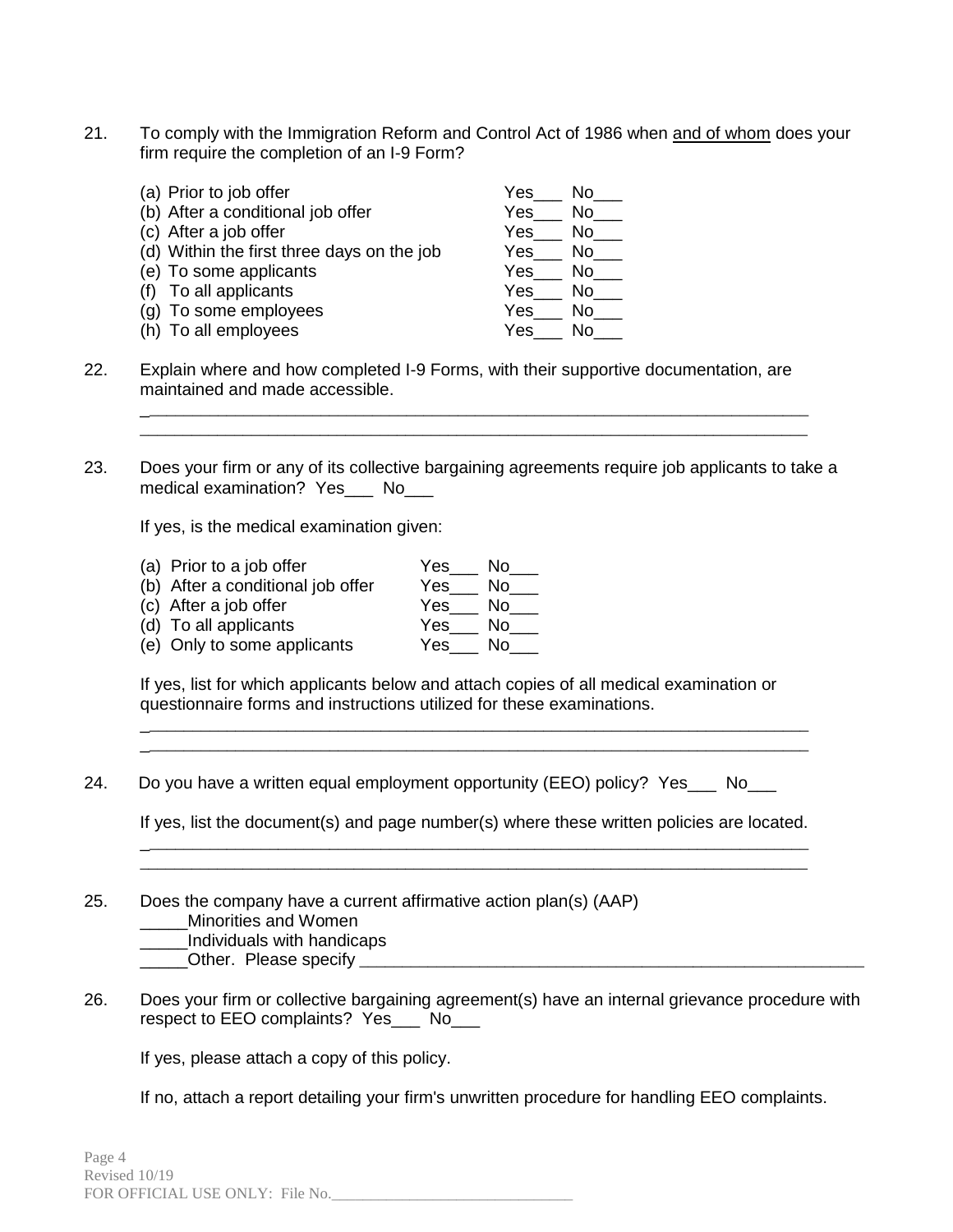21. To comply with the Immigration Reform and Control Act of 1986 when and of whom does your firm require the completion of an I-9 Form?

    (a) Prior to job offer Yes___ No___
    (b) After a conditional job offer Yes___ No___
    (c) After a job offer Yes___ No___
    (d) Within the first three days on the job Yes___ No___
    (e) To some applicants Yes___ No___
    (f) To all applicants Yes___ No___
    (g) To some employees Yes___ No___
    (h) To all employees Yes___ No___

22. Explain where and how completed I-9 Forms, with their supportive documentation, are maintained and made accessible.

    ___________________________________________________________________________
    ___________________________________________________________________________

23. Does your firm or any of its collective bargaining agreements require job applicants to take a medical examination? Yes___ No___

    If yes, is the medical examination given:

    (a) Prior to a job offer Yes___ No___
    (b) After a conditional job offer Yes___ No___
    (c) After a job offer Yes___ No___
    (d) To all applicants Yes___ No___
    (e) Only to some applicants Yes___ No___

    If yes, list for which applicants below and attach copies of all medical examination or questionnaire forms and instructions utilized for these examinations.

    ___________________________________________________________________________
    ___________________________________________________________________________

24. Do you have a written equal employment opportunity (EEO) policy? Yes___ No___

    If yes, list the document(s) and page number(s) where these written policies are located.

    ___________________________________________________________________________
    ___________________________________________________________________________

25. Does the company have a current affirmative action plan(s) (AAP)

    _____Minorities and Women
    _____Individuals with handicaps
    _____Other. Please specify ____________________________________________________

26. Does your firm or collective bargaining agreement(s) have an internal grievance procedure with respect to EEO complaints? Yes___ No___

    If yes, please attach a copy of this policy.

    If no, attach a report detailing your firm's unwritten procedure for handling EEO complaints.

Revised 10/19
FOR OFFICIAL USE ONLY: File No.______________________________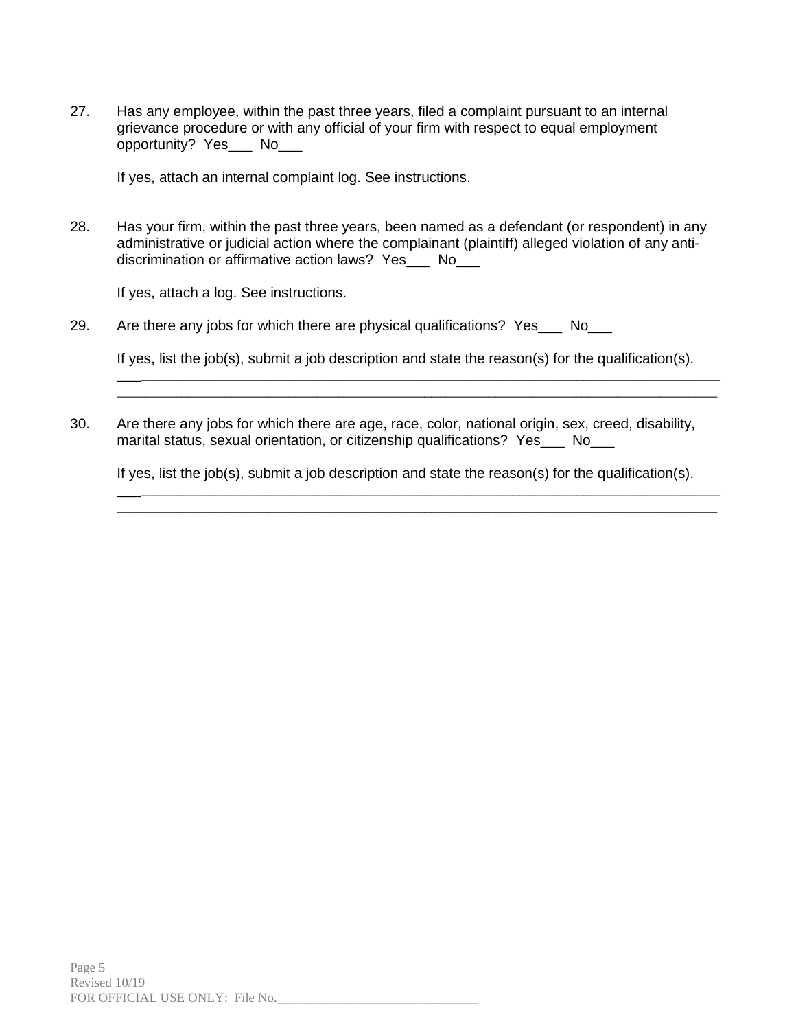27. Has any employee, within the past three years, filed a complaint pursuant to an internal grievance procedure or with any official of your firm with respect to equal employment opportunity? Yes___ No___

    If yes, attach an internal complaint log. See instructions.

28. Has your firm, within the past three years, been named as a defendant (or respondent) in any administrative or judicial action where the complainant (plaintiff) alleged violation of any anti-discrimination or affirmative action laws? Yes___ No___

    If yes, attach a log. See instructions.

29. Are there any jobs for which there are physical qualifications? Yes___ No___

    If yes, list the job(s), submit a job description and state the reason(s) for the qualification(s).
    ________________________________________________________________________________
    ________________________________________________________________________________

30. Are there any jobs for which there are age, race, color, national origin, sex, creed, disability, marital status, sexual orientation, or citizenship qualifications? Yes___ No___

    If yes, list the job(s), submit a job description and state the reason(s) for the qualification(s).
    ________________________________________________________________________________
    ________________________________________________________________________________

Revised 10/19
FOR OFFICIAL USE ONLY: File No.______________________________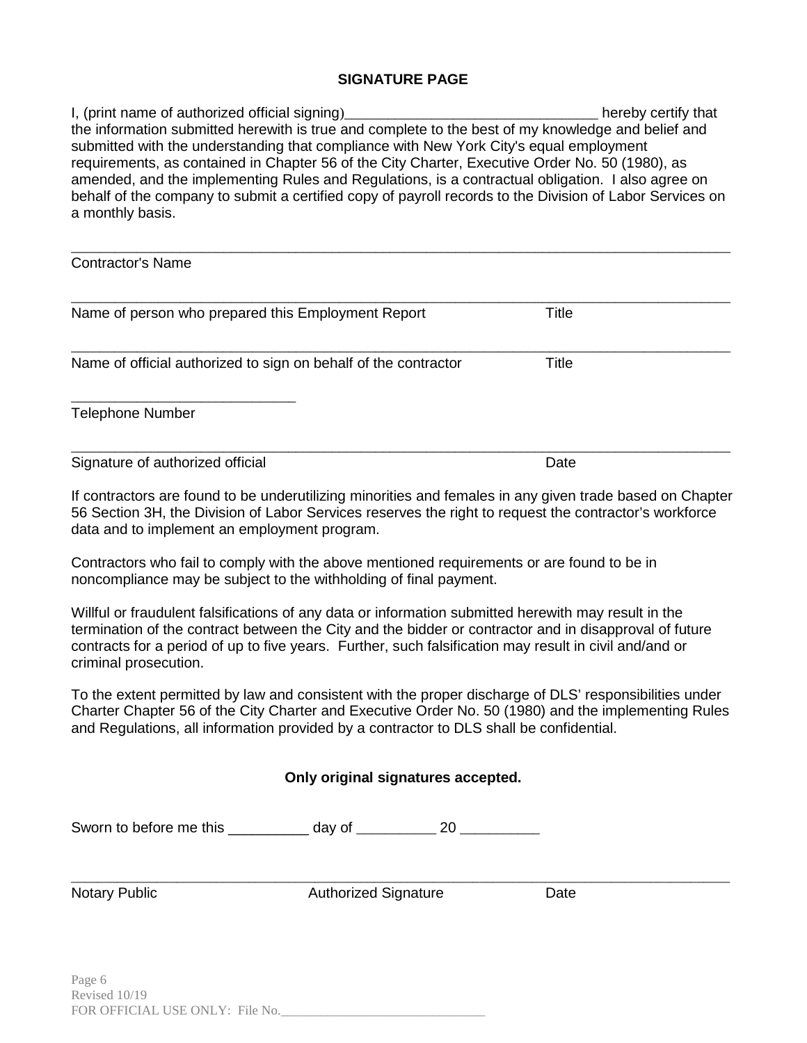## SIGNATURE PAGE

I, (print name of authorized official signing)________________________________ hereby certify that the information submitted herewith is true and complete to the best of my knowledge and belief and submitted with the understanding that compliance with New York City's equal employment requirements, as contained in Chapter 56 of the City Charter, Executive Order No. 50 (1980), as amended, and the implementing Rules and Regulations, is a contractual obligation. I also agree on behalf of the company to submit a certified copy of payroll records to the Division of Labor Services on a monthly basis.

_____________________________________________________________________________________
Contractor's Name

_____________________________________________________________________________________
Name of person who prepared this Employment Report Title

_____________________________________________________________________________________
Name of official authorized to sign on behalf of the contractor Title

_____________________________
Telephone Number

_____________________________________________________________________________________
Signature of authorized official Date

If contractors are found to be underutilizing minorities and females in any given trade based on Chapter 56 Section 3H, the Division of Labor Services reserves the right to request the contractor's workforce data and to implement an employment program.

Contractors who fail to comply with the above mentioned requirements or are found to be in noncompliance may be subject to the withholding of final payment.

Willful or fraudulent falsifications of any data or information submitted herewith may result in the termination of the contract between the City and the bidder or contractor and in disapproval of future contracts for a period of up to five years. Further, such falsification may result in civil and/and or criminal prosecution.

To the extent permitted by law and consistent with the proper discharge of DLS' responsibilities under Charter Chapter 56 of the City Charter and Executive Order No. 50 (1980) and the implementing Rules and Regulations, all information provided by a contractor to DLS shall be confidential.

**Only original signatures accepted.**

Sworn to before me this __________ day of __________ 20 __________

_____________________________________________________________________________________
Notary Public Authorized Signature Date

Revised 10/19
FOR OFFICIAL USE ONLY: File No.______________________________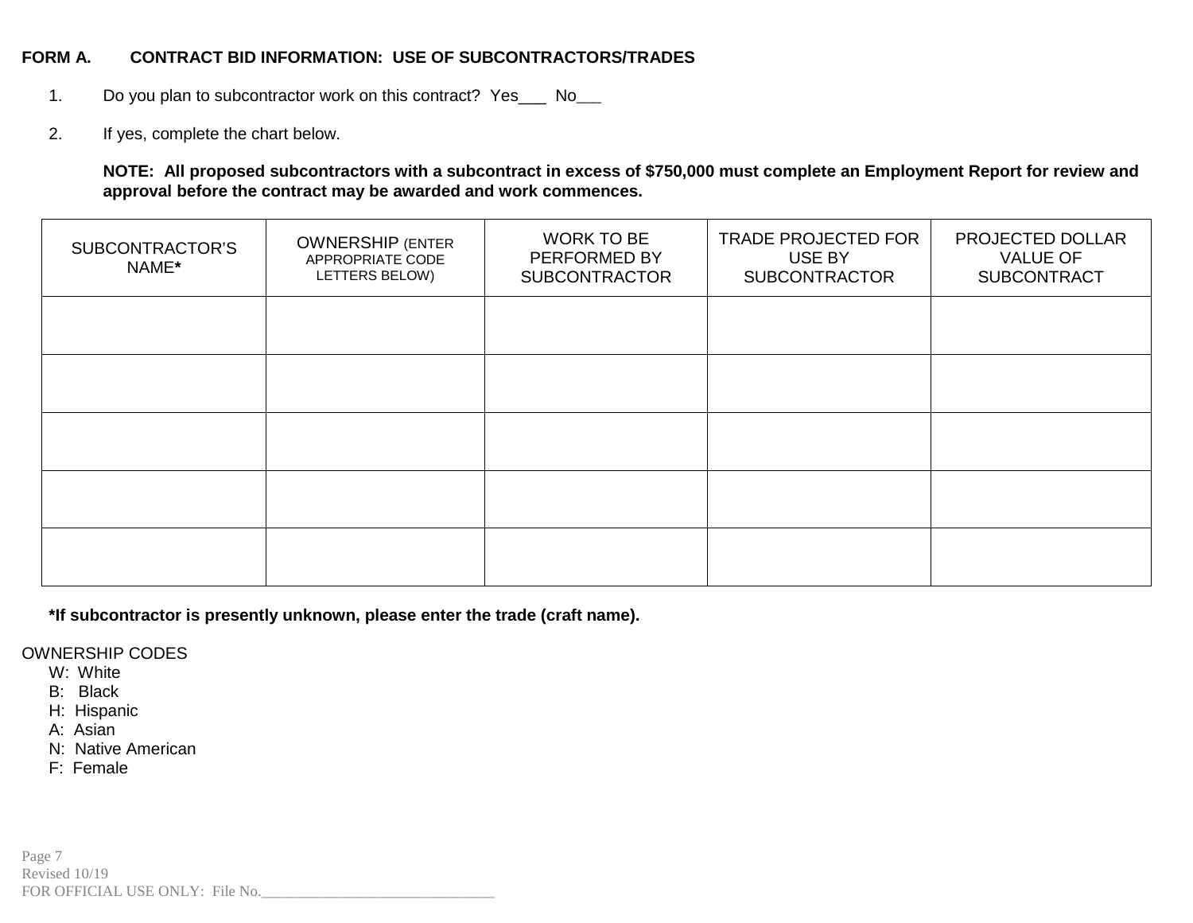**FORM A. CONTRACT BID INFORMATION: USE OF SUBCONTRACTORS/TRADES**

1. Do you plan to subcontractor work on this contract? Yes___ No___

2. If yes, complete the chart below.

   **NOTE: All proposed subcontractors with a subcontract in excess of $750,000 must complete an Employment Report for review and approval before the contract may be awarded and work commences.**

| SUBCONTRACTOR'S NAME* | OWNERSHIP (ENTER APPROPRIATE CODE LETTERS BELOW) | WORK TO BE PERFORMED BY SUBCONTRACTOR | TRADE PROJECTED FOR USE BY SUBCONTRACTOR | PROJECTED DOLLAR VALUE OF SUBCONTRACT |
|---|---|---|---|---|
| | | | | |
| | | | | |
| | | | | |
| | | | | |
| | | | | |

**\*If subcontractor is presently unknown, please enter the trade (craft name).**

OWNERSHIP CODES

- W: White
- B: Black
- H: Hispanic
- A: Asian
- N: Native American
- F: Female

Revised 10/19

FOR OFFICIAL USE ONLY: File No.______________________________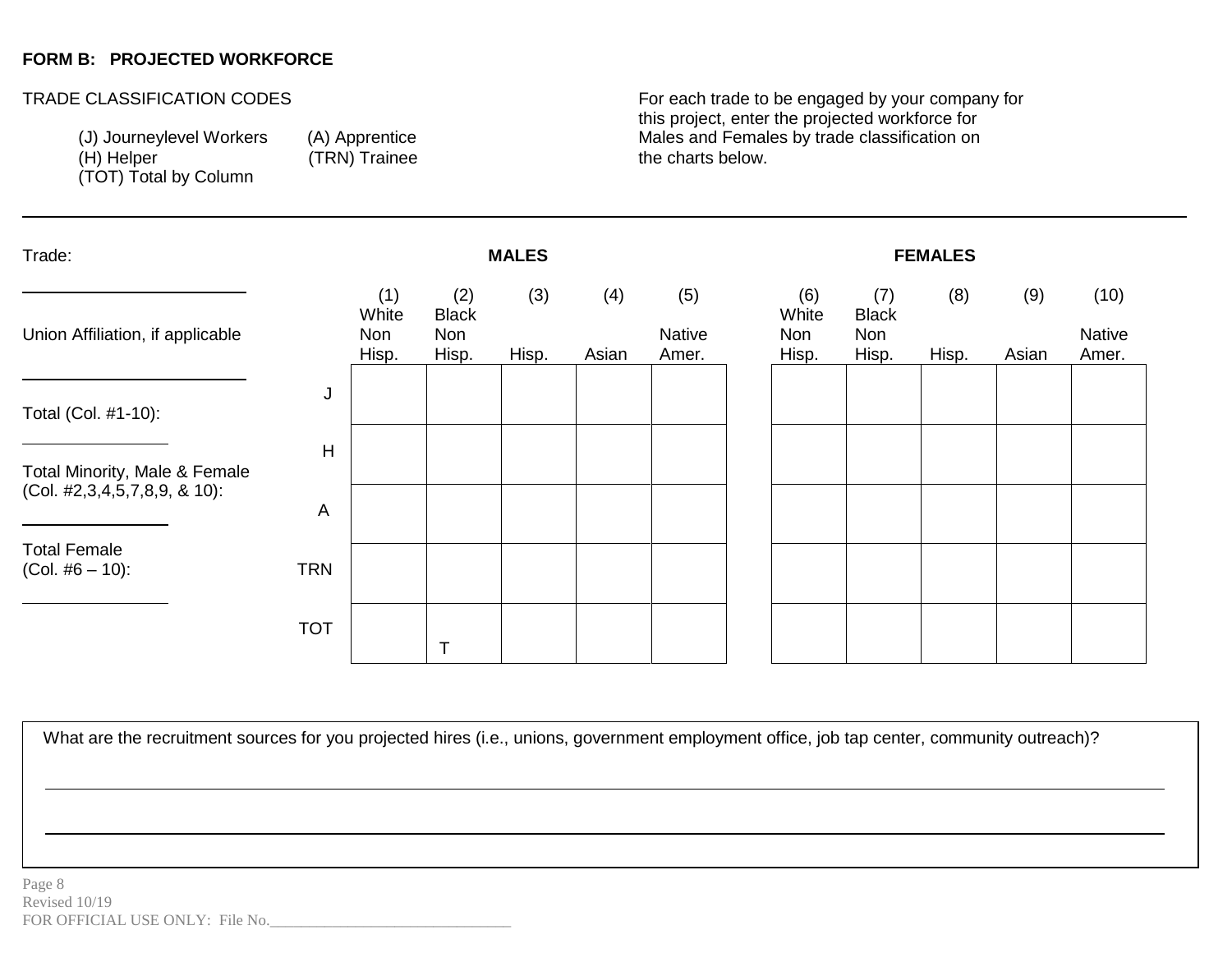**FORM B: PROJECTED WORKFORCE**

TRADE CLASSIFICATION CODES

(J) Journeylevel Workers (A) Apprentice
(H) Helper (TRN) Trainee
(TOT) Total by Column

For each trade to be engaged by your company for this project, enter the projected workforce for Males and Females by trade classification on the charts below.

---

Trade:

______________________

Union Affiliation, if applicable

______________________

Total (Col. #1-10):

______________

Total Minority, Male & Female (Col. #2,3,4,5,7,8,9, & 10):

______________

Total Female (Col. #6 – 10):

______________

| | MALES | | | | | FEMALES | | | | |
|---|---|---|---|---|---|---|---|---|---|---|
| | (1) White Non Hisp. | (2) Black Non Hisp. | (3) Hisp. | (4) Asian | (5) Native Amer. | (6) White Non Hisp. | (7) Black Non Hisp. | (8) Hisp. | (9) Asian | (10) Native Amer. |
| J | | | | | | | | | | |
| H | | | | | | | | | | |
| A | | | | | | | | | | |
| TRN | | | | | | | | | | |
| TOT | | T | | | | | | | | |

What are the recruitment sources for you projected hires (i.e., unions, government employment office, job tap center, community outreach)?

_______________________________________________________________________________

_______________________________________________________________________________

Revised 10/19

FOR OFFICIAL USE ONLY: File No.______________________________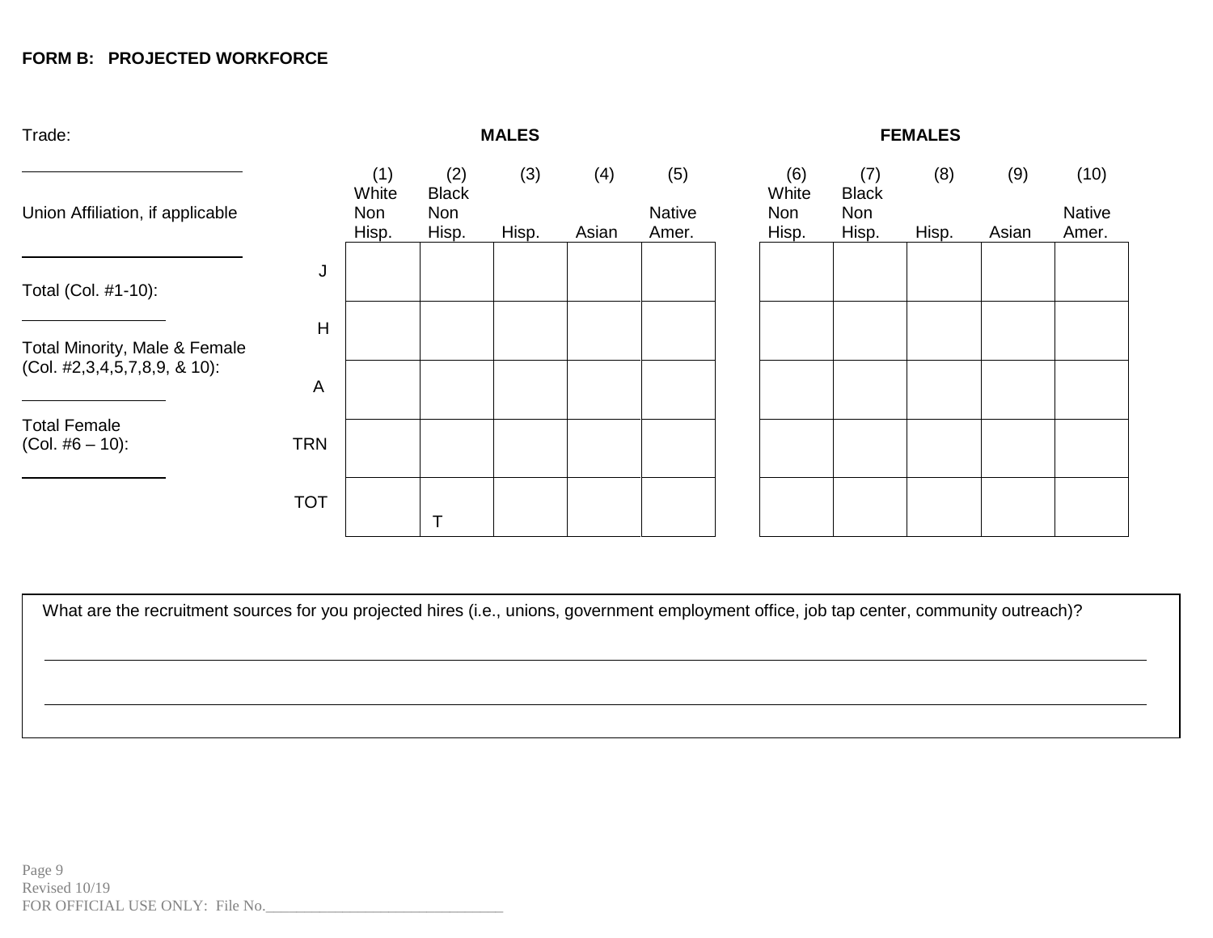**FORM B: PROJECTED WORKFORCE**

Trade:

\_\_\_\_\_\_\_\_\_\_\_\_\_\_\_\_\_\_\_\_\_\_\_\_

Union Affiliation, if applicable

\_\_\_\_\_\_\_\_\_\_\_\_\_\_\_\_\_\_\_\_\_\_\_\_

Total (Col. #1-10):

\_\_\_\_\_\_\_\_\_\_\_\_\_\_\_\_

Total Minority, Male & Female (Col. #2,3,4,5,7,8,9, & 10):

\_\_\_\_\_\_\_\_\_\_\_\_\_\_\_\_

Total Female (Col. #6 – 10):

\_\_\_\_\_\_\_\_\_\_\_\_\_\_\_\_

| | MALES | | | | | FEMALES | | | | |
|---|---|---|---|---|---|---|---|---|---|---|
| | (1) White Non Hisp. | (2) Black Non Hisp. | (3) Hisp. | (4) Asian | (5) Native Amer. | (6) White Non Hisp. | (7) Black Non Hisp. | (8) Hisp. | (9) Asian | (10) Native Amer. |
| J | | | | | | | | | | |
| H | | | | | | | | | | |
| A | | | | | | | | | | |
| TRN | | | | | | | | | | |
| TOT | | T | | | | | | | | |

What are the recruitment sources for you projected hires (i.e., unions, government employment office, job tap center, community outreach)?

\_\_\_\_\_\_\_\_\_\_\_\_\_\_\_\_\_\_\_\_\_\_\_\_\_\_\_\_\_\_\_\_\_\_\_\_\_\_\_\_\_\_\_\_\_\_\_\_\_\_\_\_\_\_\_\_\_\_\_\_\_\_\_\_\_\_\_\_\_\_\_\_\_\_\_\_\_\_

\_\_\_\_\_\_\_\_\_\_\_\_\_\_\_\_\_\_\_\_\_\_\_\_\_\_\_\_\_\_\_\_\_\_\_\_\_\_\_\_\_\_\_\_\_\_\_\_\_\_\_\_\_\_\_\_\_\_\_\_\_\_\_\_\_\_\_\_\_\_\_\_\_\_\_\_\_\_

Revised 10/19

FOR OFFICIAL USE ONLY: File No.\_\_\_\_\_\_\_\_\_\_\_\_\_\_\_\_\_\_\_\_\_\_\_\_\_\_\_\_\_\_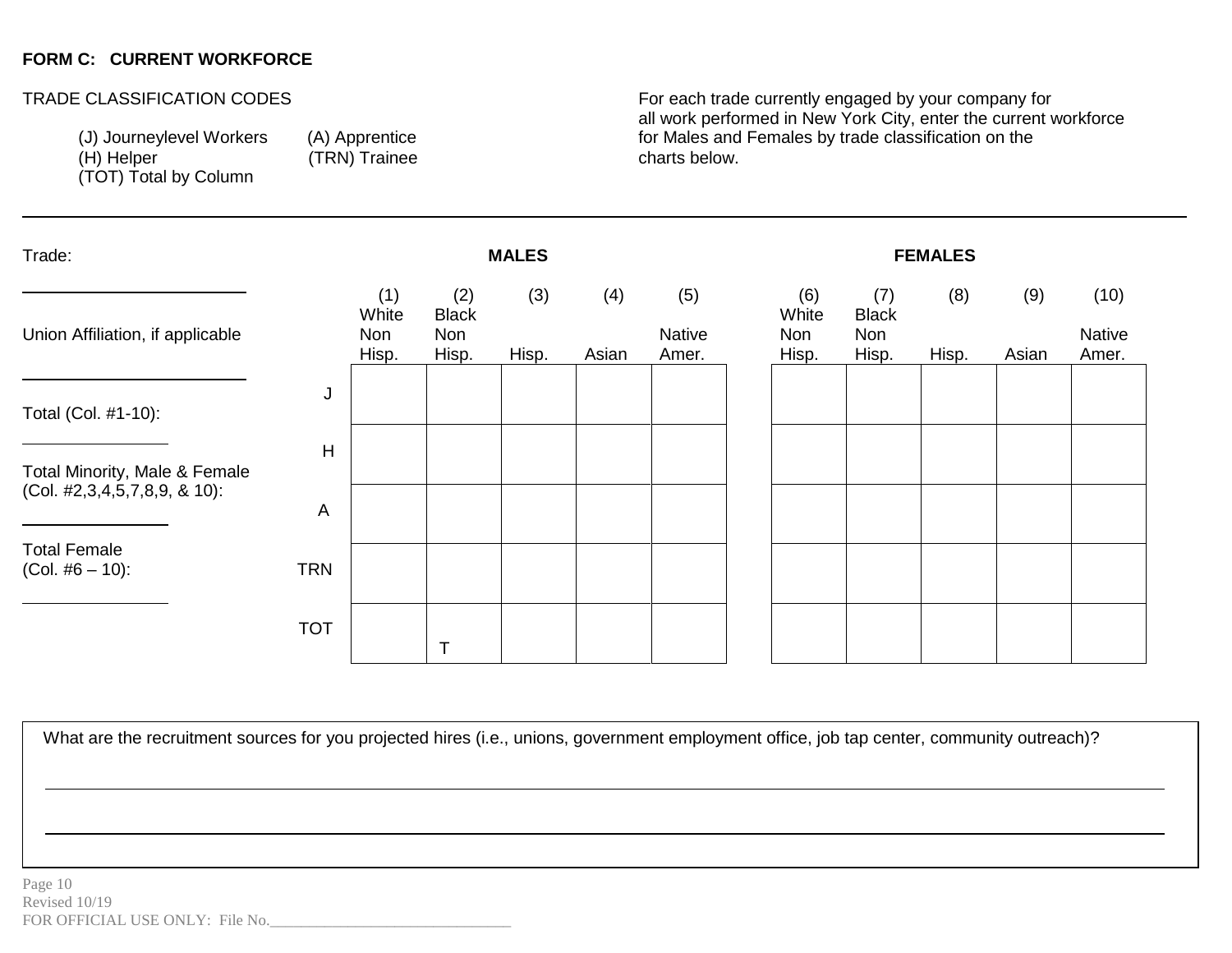**FORM C: CURRENT WORKFORCE**

TRADE CLASSIFICATION CODES

(J) Journeylevel Workers (A) Apprentice
(H) Helper (TRN) Trainee
(TOT) Total by Column

For each trade currently engaged by your company for all work performed in New York City, enter the current workforce for Males and Females by trade classification on the charts below.

---

Trade: ______________________

Union Affiliation, if applicable ______________________

Total (Col. #1-10): ______________

Total Minority, Male & Female (Col. #2,3,4,5,7,8,9, & 10): ______________

Total Female (Col. #6 – 10): ______________

| | MALES | | | | | FEMALES | | | | |
|---|---|---|---|---|---|---|---|---|---|---|
| | (1) White Non Hisp. | (2) Black Non Hisp. | (3) Hisp. | (4) Asian | (5) Native Amer. | (6) White Non Hisp. | (7) Black Non Hisp. | (8) Hisp. | (9) Asian | (10) Native Amer. |
| J | | | | | | | | | | |
| H | | | | | | | | | | |
| A | | | | | | | | | | |
| TRN | | | | | | | | | | |
| TOT | | T | | | | | | | | |

What are the recruitment sources for you projected hires (i.e., unions, government employment office, job tap center, community outreach)?

______________________________________________________________________

______________________________________________________________________

Revised 10/19
FOR OFFICIAL USE ONLY: File No.______________________________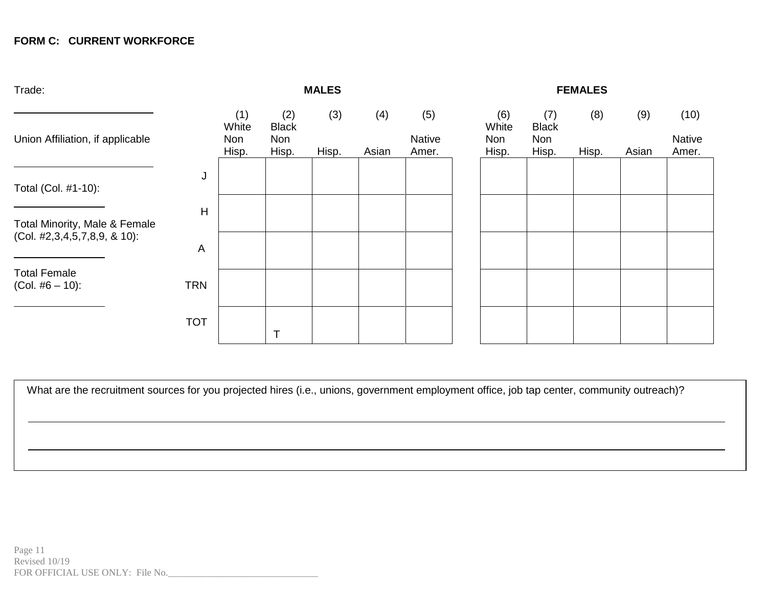**FORM C: CURRENT WORKFORCE**

Trade:

______________________

Union Affiliation, if applicable

______________________

Total (Col. #1-10):

______________

Total Minority, Male & Female (Col. #2,3,4,5,7,8,9, & 10):

______________

Total Female (Col. #6 – 10):

______________

| | MALES | | | | | FEMALES | | | | |
|---|---|---|---|---|---|---|---|---|---|---|
| | (1) White Non Hisp. | (2) Black Non Hisp. | (3) Hisp. | (4) Asian | (5) Native Amer. | (6) White Non Hisp. | (7) Black Non Hisp. | (8) Hisp. | (9) Asian | (10) Native Amer. |
| J | | | | | | | | | | |
| H | | | | | | | | | | |
| A | | | | | | | | | | |
| TRN | | | | | | | | | | |
| TOT | | T | | | | | | | | |

What are the recruitment sources for you projected hires (i.e., unions, government employment office, job tap center, community outreach)?

______________________________________________________________________

______________________________________________________________________

Revised 10/19

FOR OFFICIAL USE ONLY: File No.______________________________